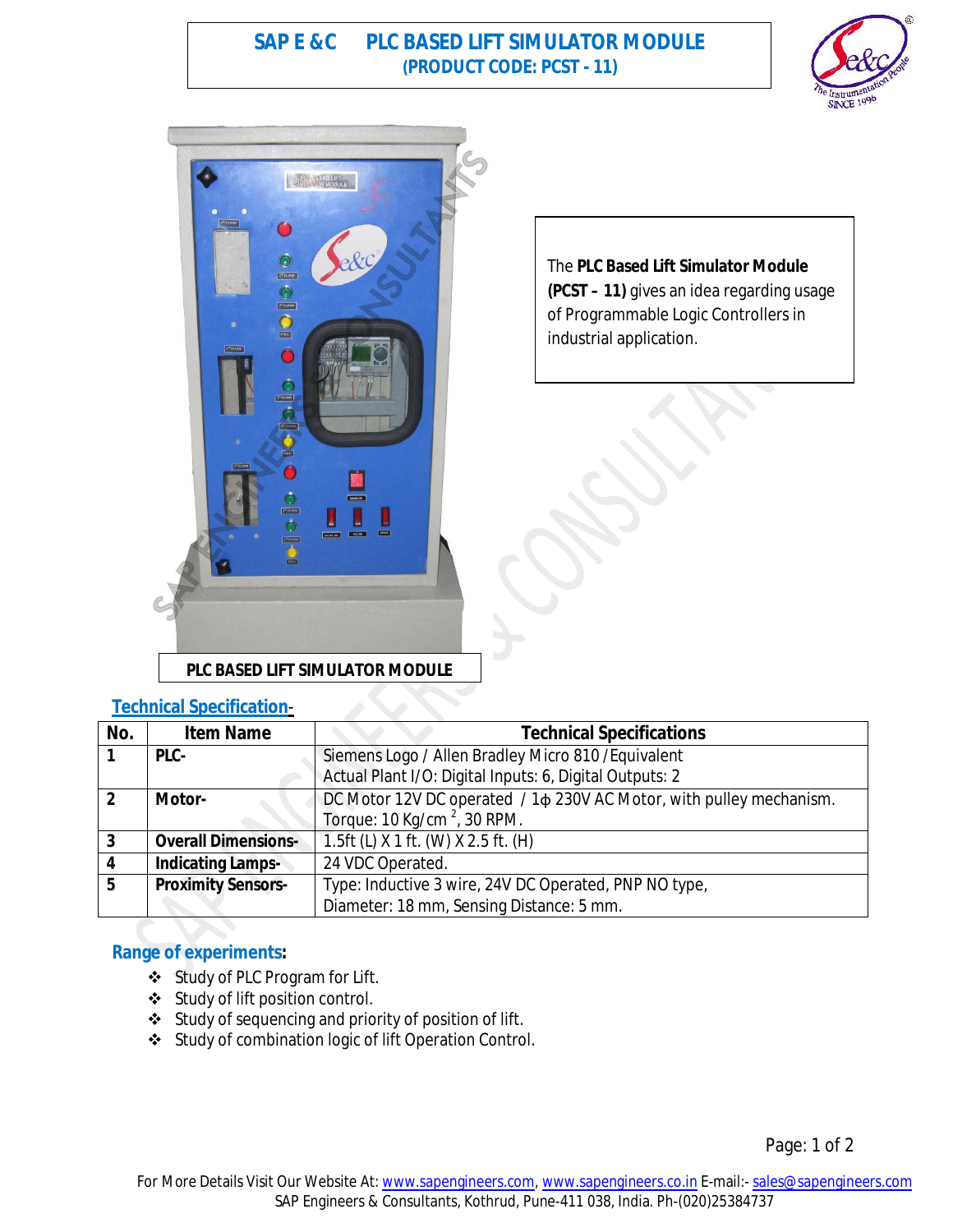# SAP E &C PLC BASED LIFT SIMULATOR MODULE
## (PRODUCT CODE: PCST - 11)

The **PLC Based Lift Simulator Module (PCST – 11)** gives an idea regarding usage of Programmable Logic Controllers in industrial application.

**PLC BASED LIFT SIMULATOR MODULE**

## Technical Specification-

| No. | Item Name | Technical Specifications |
|---|---|---|
| 1 | **PLC-** | Siemens Logo / Allen Bradley Micro 810 / Equivalent<br>Actual Plant I/O: Digital Inputs: 6, Digital Outputs: 2 |
| 2 | **Motor-** | DC Motor 12V DC operated / 1ϕ 230V AC Motor, with pulley mechanism.<br>Torque: 10 Kg/cm $^2$, 30 RPM. |
| 3 | **Overall Dimensions-** | 1.5ft (L) X 1 ft. (W) X 2.5 ft. (H) |
| 4 | **Indicating Lamps-** | 24 VDC Operated. |
| 5 | **Proximity Sensors-** | Type: Inductive 3 wire, 24V DC Operated, PNP NO type,<br>Diameter: 18 mm, Sensing Distance: 5 mm. |

## Range of experiments:

- Study of PLC Program for Lift.
- Study of lift position control.
- Study of sequencing and priority of position of lift.
- Study of combination logic of lift Operation Control.

For More Details Visit Our Website At: www.sapengineers.com, www.sapengineers.co.in E-mail:- sales@sapengineers.com
SAP Engineers & Consultants, Kothrud, Pune-411 038, India. Ph-(020)25384737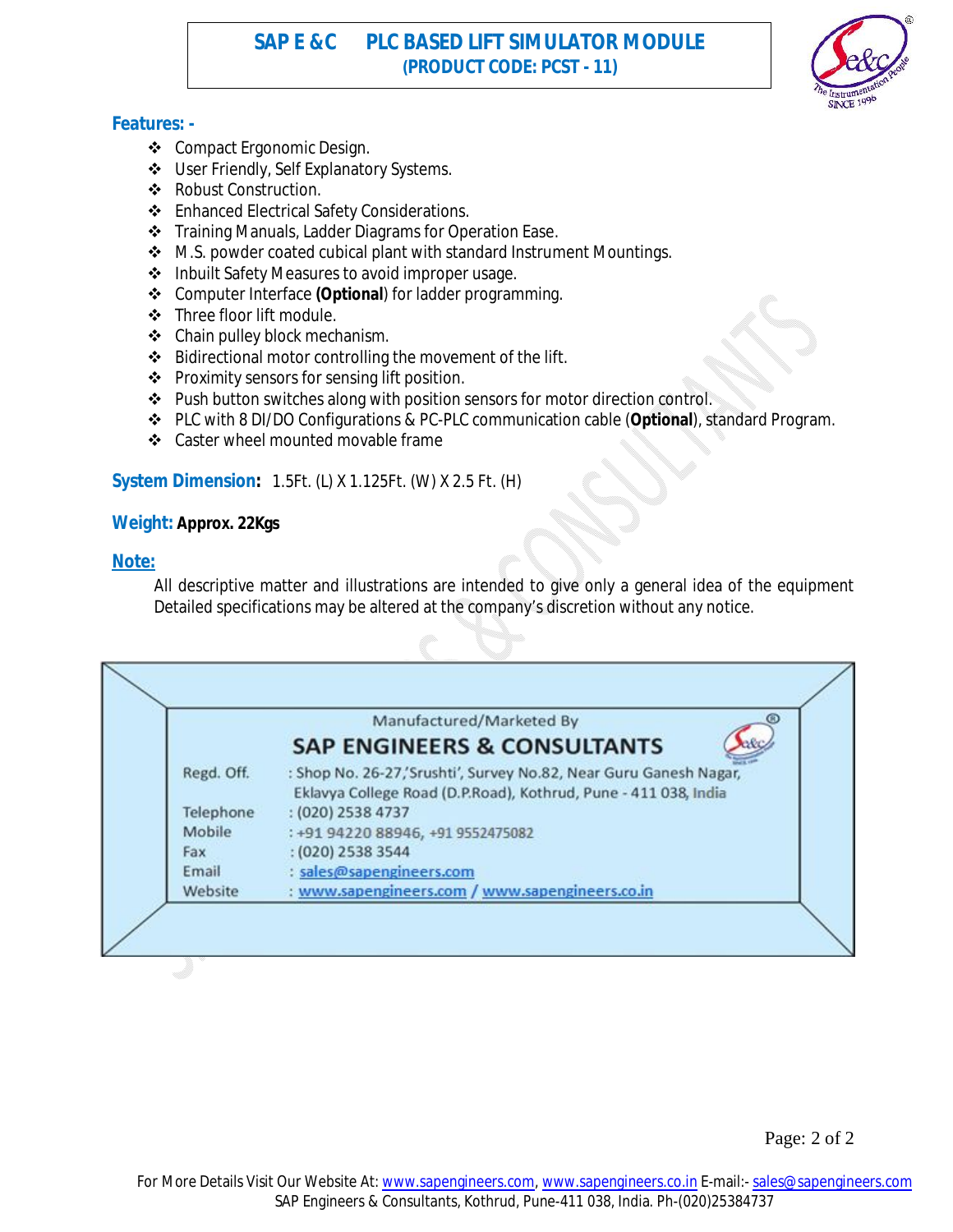# SAP E &C PLC BASED LIFT SIMULATOR MODULE
**(PRODUCT CODE: PCST - 11)**

**Features: -**

- Compact Ergonomic Design.
- User Friendly, Self Explanatory Systems.
- Robust Construction.
- Enhanced Electrical Safety Considerations.
- Training Manuals, Ladder Diagrams for Operation Ease.
- M.S. powder coated cubical plant with standard Instrument Mountings.
- Inbuilt Safety Measures to avoid improper usage.
- Computer Interface **(Optional)** for ladder programming.
- Three floor lift module.
- Chain pulley block mechanism.
- Bidirectional motor controlling the movement of the lift.
- Proximity sensors for sensing lift position.
- Push button switches along with position sensors for motor direction control.
- PLC with 8 DI/DO Configurations & PC-PLC communication cable (**Optional**), standard Program.
- Caster wheel mounted movable frame

**System Dimension:** 1.5Ft. (L) X 1.125Ft. (W) X 2.5 Ft. (H)

**Weight:** **Approx. 22Kgs**

**Note:**

All descriptive matter and illustrations are intended to give only a general idea of the equipment Detailed specifications may be altered at the company's discretion without any notice.

Manufactured/Marketed By

**SAP ENGINEERS & CONSULTANTS**

| | |
|---|---|
| Regd. Off. | : Shop No. 26-27,'Srushti', Survey No.82, Near Guru Ganesh Nagar, Eklavya College Road (D.P.Road), Kothrud, Pune - 411 038, India |
| Telephone | : (020) 2538 4737 |
| Mobile | : +91 94220 88946, +91 9552475082 |
| Fax | : (020) 2538 3544 |
| Email | : sales@sapengineers.com |
| Website | : www.sapengineers.com / www.sapengineers.co.in |

For More Details Visit Our Website At: www.sapengineers.com, www.sapengineers.co.in E-mail:- sales@sapengineers.com
SAP Engineers & Consultants, Kothrud, Pune-411 038, India. Ph-(020)25384737